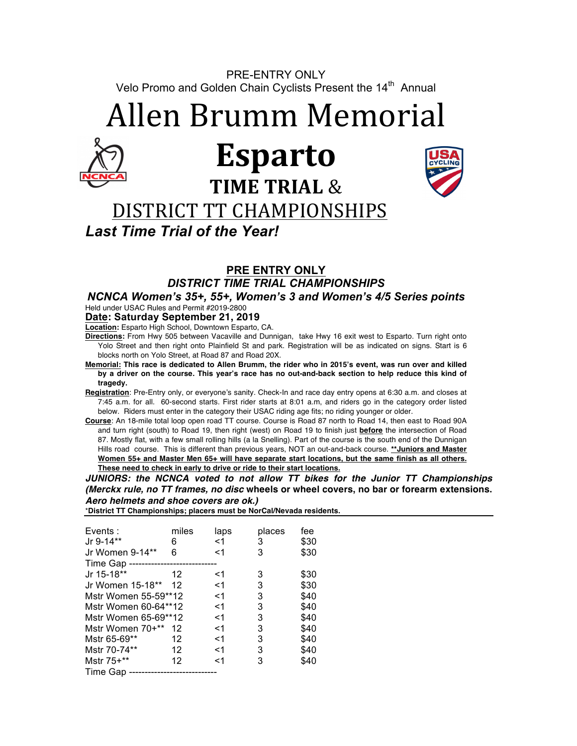PRE-ENTRY ONLY

Velo Promo and Golden Chain Cyclists Present the 14th Annual

# Allen Brumm Memorial

# Esparto

## TIME TRIAL &

## DISTRICT TT CHAMPIONSHIPS

***Last Time Trial of the Year!***

**PRE ENTRY ONLY**

***DISTRICT TIME TRIAL CHAMPIONSHIPS***

***NCNCA Women's 35+, 55+, Women's 3 and Women's 4/5 Series points***

Held under USAC Rules and Permit #2019-2800

**Date: Saturday September 21, 2019**

**Location:** Esparto High School, Downtown Esparto, CA.

**Directions:** From Hwy 505 between Vacaville and Dunnigan, take Hwy 16 exit west to Esparto. Turn right onto Yolo Street and then right onto Plainfield St and park. Registration will be as indicated on signs. Start is 6 blocks north on Yolo Street, at Road 87 and Road 20X.

**Memorial: This race is dedicated to Allen Brumm, the rider who in 2015's event, was run over and killed by a driver on the course. This year's race has no out-and-back section to help reduce this kind of tragedy.**

**Registration**: Pre-Entry only, or everyone's sanity. Check-In and race day entry opens at 6:30 a.m. and closes at 7:45 a.m. for all. 60-second starts. First rider starts at 8:01 a.m, and riders go in the category order listed below. Riders must enter in the category their USAC riding age fits; no riding younger or older.

**Course**: An 18-mile total loop open road TT course. Course is Road 87 north to Road 14, then east to Road 90A and turn right (south) to Road 19, then right (west) on Road 19 to finish just **before** the intersection of Road 87. Mostly flat, with a few small rolling hills (a la Snelling). Part of the course is the south end of the Dunnigan Hills road course. This is different than previous years, NOT an out-and-back course. **\*\*Juniors and Master Women 55+ and Master Men 65+ will have separate start locations, but the same finish as all others. These need to check in early to drive or ride to their start locations.**

***JUNIORS: the NCNCA voted to not allow TT bikes for the Junior TT Championships (Merckx rule, no TT frames, no disc* wheels or wheel covers, no bar or forearm extensions. *Aero helmets and shoe covers are ok.)***

**\*District TT Championships; placers must be NorCal/Nevada residents.**

| Events : | miles | laps | places | fee |
|---|---|---|---|---|
| Jr 9-14** | 6 | <1 | 3 | $30 |
| Jr Women 9-14** | 6 | <1 | 3 | $30 |
| Time Gap ---------------------------- | | | | |
| Jr 15-18** | 12 | <1 | 3 | $30 |
| Jr Women 15-18** | 12 | <1 | 3 | $30 |
| Mstr Women 55-59** | 12 | <1 | 3 | $40 |
| Mstr Women 60-64** | 12 | <1 | 3 | $40 |
| Mstr Women 65-69** | 12 | <1 | 3 | $40 |
| Mstr Women 70+** | 12 | <1 | 3 | $40 |
| Mstr 65-69** | 12 | <1 | 3 | $40 |
| Mstr 70-74** | 12 | <1 | 3 | $40 |
| Mstr 75+** | 12 | <1 | 3 | $40 |
| Time Gap ---------------------------- | | | | |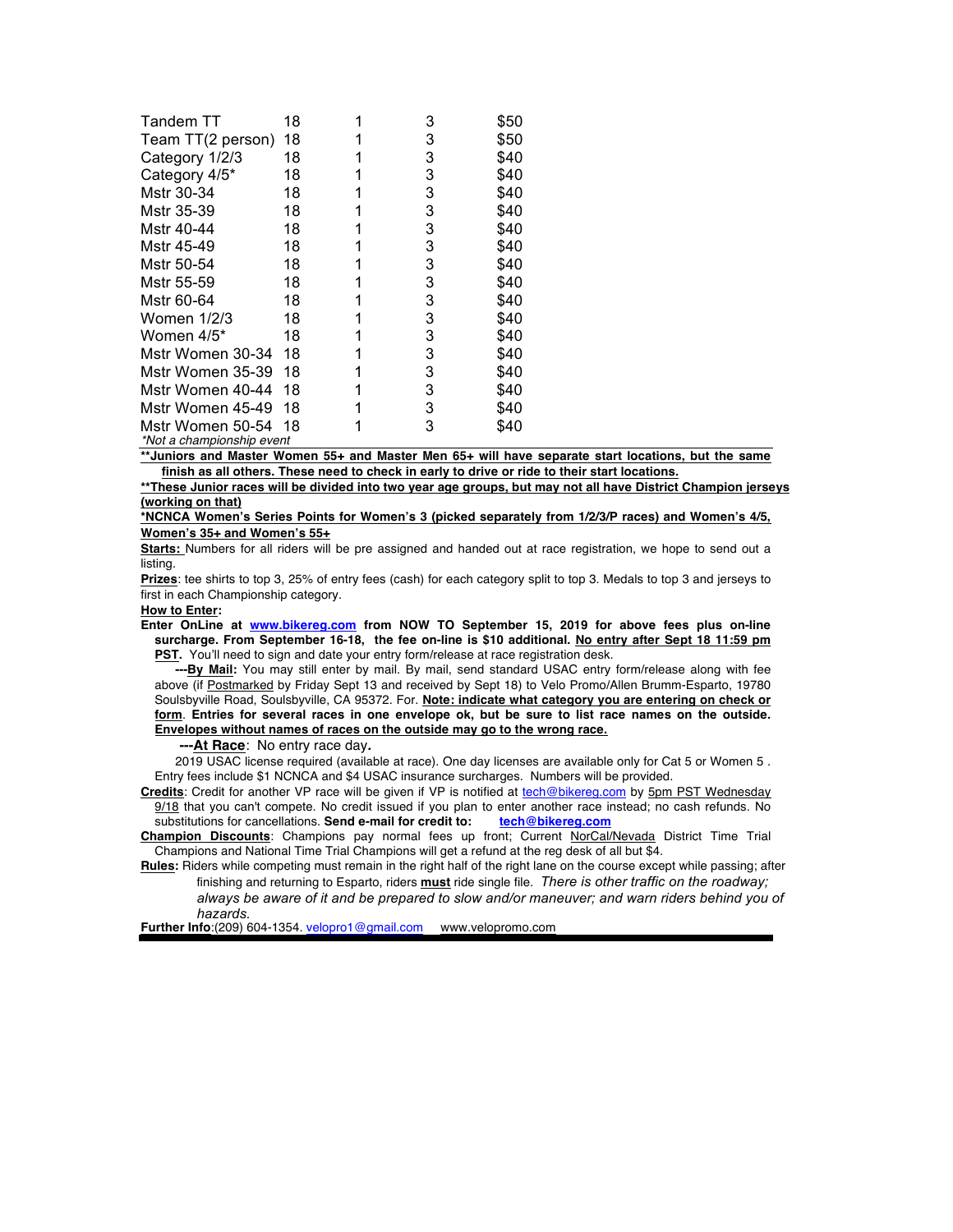| | | | | |
|---|---|---|---|---|
| Tandem TT | 18 | 1 | 3 | $50 |
| Team TT(2 person) | 18 | 1 | 3 | $50 |
| Category 1/2/3 | 18 | 1 | 3 | $40 |
| Category 4/5* | 18 | 1 | 3 | $40 |
| Mstr 30-34 | 18 | 1 | 3 | $40 |
| Mstr 35-39 | 18 | 1 | 3 | $40 |
| Mstr 40-44 | 18 | 1 | 3 | $40 |
| Mstr 45-49 | 18 | 1 | 3 | $40 |
| Mstr 50-54 | 18 | 1 | 3 | $40 |
| Mstr 55-59 | 18 | 1 | 3 | $40 |
| Mstr 60-64 | 18 | 1 | 3 | $40 |
| Women 1/2/3 | 18 | 1 | 3 | $40 |
| Women 4/5* | 18 | 1 | 3 | $40 |
| Mstr Women 30-34 | 18 | 1 | 3 | $40 |
| Mstr Women 35-39 | 18 | 1 | 3 | $40 |
| Mstr Women 40-44 | 18 | 1 | 3 | $40 |
| Mstr Women 45-49 | 18 | 1 | 3 | $40 |
| Mstr Women 50-54 | 18 | 1 | 3 | $40 |

*Not a championship event*

**__**Juniors and Master Women 55+ and Master Men 65+ will have separate start locations, but the same finish as all others. These need to check in early to drive or ride to their start locations.__**

**__**These Junior races will be divided into two year age groups, but may not all have District Champion jerseys (working on that)__**

**__*NCNCA Women's Series Points for Women's 3 (picked separately from 1/2/3/P races) and Women's 4/5, Women's 35+ and Women's 55+__**

**__Starts:__** Numbers for all riders will be pre assigned and handed out at race registration, we hope to send out a listing.

**__Prizes__**: tee shirts to top 3, 25% of entry fees (cash) for each category split to top 3. Medals to top 3 and jerseys to first in each Championship category.

**__How to Enter__:**

**Enter OnLine at www.bikereg.com from NOW TO September 15, 2019 for above fees plus on-line surcharge. From September 16-18, the fee on-line is $10 additional. __No entry after Sept 18 11:59 pm PST__.** You'll need to sign and date your entry form/release at race registration desk.

**---__By Mail__:** You may still enter by mail. By mail, send standard USAC entry form/release along with fee above (if __Postmarked__ by Friday Sept 13 and received by Sept 18) to Velo Promo/Allen Brumm-Esparto, 19780 Soulsbyville Road, Soulsbyville, CA 95372. For. **__Note: indicate what category you are entering on check or form__. Entries for several races in one envelope ok, but be sure to list race names on the outside. __Envelopes without names of races on the outside may go to the wrong race.__**

**---__At Race__**: No entry race day***.***

2019 USAC license required (available at race). One day licenses are available only for Cat 5 or Women 5 . Entry fees include $1 NCNCA and $4 USAC insurance surcharges. Numbers will be provided.

**__Credits__**: Credit for another VP race will be given if VP is notified at tech@bikereg.com by __5pm PST Wednesday 9/18__ that you can't compete. No credit issued if you plan to enter another race instead; no cash refunds. No substitutions for cancellations. **Send e-mail for credit to: tech@bikereg.com**

**__Champion Discounts__**: Champions pay normal fees up front; Current __NorCal/Nevada__ District Time Trial Champions and National Time Trial Champions will get a refund at the reg desk of all but $4.

**__Rules:__** Riders while competing must remain in the right half of the right lane on the course except while passing; after finishing and returning to Esparto, riders **__must__** ride single file. *There is other traffic on the roadway; always be aware of it and be prepared to slow and/or maneuver; and warn riders behind you of hazards.*

**__Further Info__**:(209) 604-1354. velopro1@gmail.com www.velopromo.com